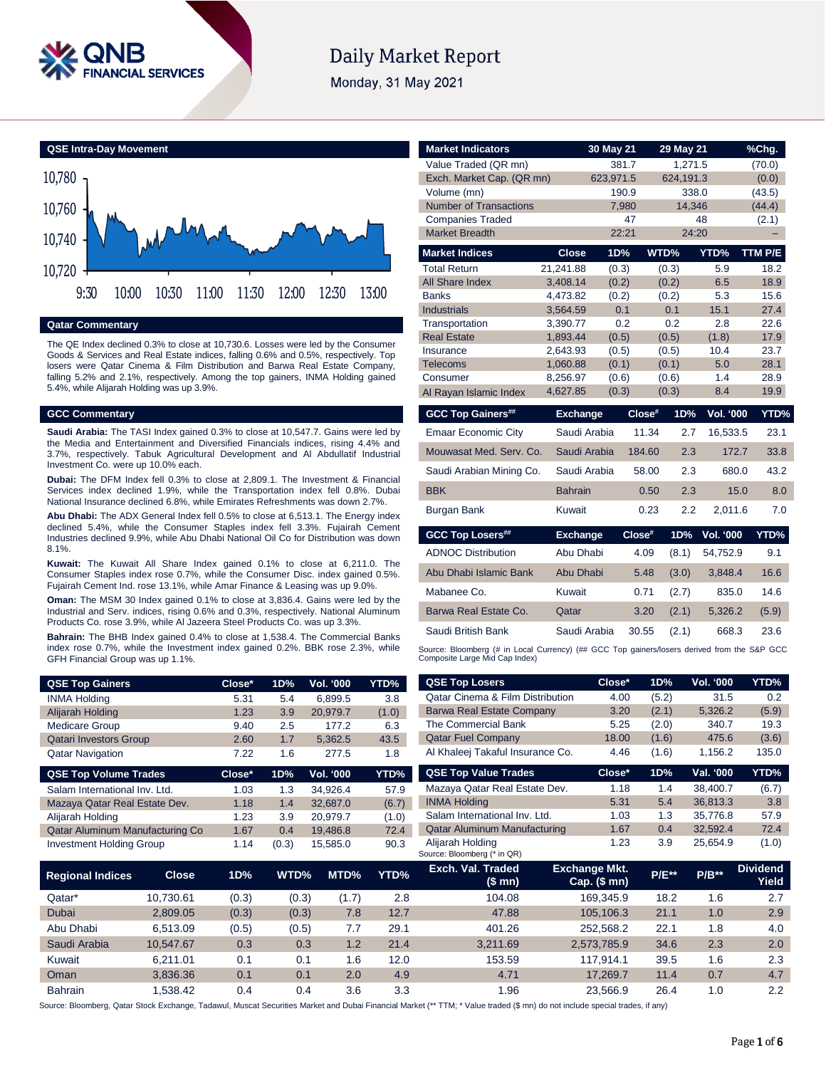# Daily Market Report

Monday, 31 May 2021

## QSE Intra-Day Movement

## Qatar Commentary

The QE Index declined 0.3% to close at 10,730.6. Losses were led by the Consumer Goods & Services and Real Estate indices, falling 0.6% and 0.5%, respectively. Top losers were Qatar Cinema & Film Distribution and Barwa Real Estate Company, falling 5.2% and 2.1%, respectively. Among the top gainers, INMA Holding gained 5.4%, while Alijarah Holding was up 3.9%.

## GCC Commentary

**Saudi Arabia:** The TASI Index gained 0.3% to close at 10,547.7. Gains were led by the Media and Entertainment and Diversified Financials indices, rising 4.4% and 3.7%, respectively. Tabuk Agricultural Development and Al Abdullatif Industrial Investment Co. were up 10.0% each.

**Dubai:** The DFM Index fell 0.3% to close at 2,809.1. The Investment & Financial Services index declined 1.9%, while the Transportation index fell 0.8%. Dubai National Insurance declined 6.8%, while Emirates Refreshments was down 2.7%.

**Abu Dhabi:** The ADX General Index fell 0.5% to close at 6,513.1. The Energy index declined 5.4%, while the Consumer Staples index fell 3.3%. Fujairah Cement Industries declined 9.9%, while Abu Dhabi National Oil Co for Distribution was down 8.1%.

**Kuwait:** The Kuwait All Share Index gained 0.1% to close at 6,211.0. The Consumer Staples index rose 0.7%, while the Consumer Disc. index gained 0.5%. Fujairah Cement Ind. rose 13.1%, while Amar Finance & Leasing was up 9.0%.

**Oman:** The MSM 30 Index gained 0.1% to close at 3,836.4. Gains were led by the Industrial and Serv. indices, rising 0.6% and 0.3%, respectively. National Aluminum Products Co. rose 3.9%, while Al Jazeera Steel Products Co. was up 3.3%.

**Bahrain:** The BHB Index gained 0.4% to close at 1,538.4. The Commercial Banks index rose 0.7%, while the Investment index gained 0.2%. BBK rose 2.3%, while GFH Financial Group was up 1.1%.

| Market Indicators | 30 May 21 | 29 May 21 | %Chg. |
|---|---|---|---|
| Value Traded (QR mn) | 381.7 | 1,271.5 | (70.0) |
| Exch. Market Cap. (QR mn) | 623,971.5 | 624,191.3 | (0.0) |
| Volume (mn) | 190.9 | 338.0 | (43.5) |
| Number of Transactions | 7,980 | 14,346 | (44.4) |
| Companies Traded | 47 | 48 | (2.1) |
| Market Breadth | 22:21 | 24:20 | – |

| Market Indices | Close | 1D% | WTD% | YTD% | TTM P/E |
|---|---|---|---|---|---|
| Total Return | 21,241.88 | (0.3) | (0.3) | 5.9 | 18.2 |
| All Share Index | 3,408.14 | (0.2) | (0.2) | 6.5 | 18.9 |
| Banks | 4,473.82 | (0.2) | (0.2) | 5.3 | 15.6 |
| Industrials | 3,564.59 | 0.1 | 0.1 | 15.1 | 27.4 |
| Transportation | 3,390.77 | 0.2 | 0.2 | 2.8 | 22.6 |
| Real Estate | 1,893.44 | (0.5) | (0.5) | (1.8) | 17.9 |
| Insurance | 2,643.93 | (0.5) | (0.5) | 10.4 | 23.7 |
| Telecoms | 1,060.88 | (0.1) | (0.1) | 5.0 | 28.1 |
| Consumer | 8,256.97 | (0.6) | (0.6) | 1.4 | 28.9 |
| Al Rayan Islamic Index | 4,627.85 | (0.3) | (0.3) | 8.4 | 19.9 |

| GCC Top Gainers## | Exchange | Close# | 1D% | Vol. '000 | YTD% |
|---|---|---|---|---|---|
| Emaar Economic City | Saudi Arabia | 11.34 | 2.7 | 16,533.5 | 23.1 |
| Mouwasat Med. Serv. Co. | Saudi Arabia | 184.60 | 2.3 | 172.7 | 33.8 |
| Saudi Arabian Mining Co. | Saudi Arabia | 58.00 | 2.3 | 680.0 | 43.2 |
| BBK | Bahrain | 0.50 | 2.3 | 15.0 | 8.0 |
| Burgan Bank | Kuwait | 0.23 | 2.2 | 2,011.6 | 7.0 |

| GCC Top Losers## | Exchange | Close# | 1D% | Vol. '000 | YTD% |
|---|---|---|---|---|---|
| ADNOC Distribution | Abu Dhabi | 4.09 | (8.1) | 54,752.9 | 9.1 |
| Abu Dhabi Islamic Bank | Abu Dhabi | 5.48 | (3.0) | 3,848.4 | 16.6 |
| Mabanee Co. | Kuwait | 0.71 | (2.7) | 835.0 | 14.6 |
| Barwa Real Estate Co. | Qatar | 3.20 | (2.1) | 5,326.2 | (5.9) |
| Saudi British Bank | Saudi Arabia | 30.55 | (2.1) | 668.3 | 23.6 |

Source: Bloomberg (# in Local Currency) (## GCC Top gainers/losers derived from the S&P GCC Composite Large Mid Cap Index)

| QSE Top Gainers | Close* | 1D% | Vol. '000 | YTD% |
|---|---|---|---|---|
| INMA Holding | 5.31 | 5.4 | 6,899.5 | 3.8 |
| Alijarah Holding | 1.23 | 3.9 | 20,979.7 | (1.0) |
| Medicare Group | 9.40 | 2.5 | 177.2 | 6.3 |
| Qatari Investors Group | 2.60 | 1.7 | 5,362.5 | 43.5 |
| Qatar Navigation | 7.22 | 1.6 | 277.5 | 1.8 |

| QSE Top Volume Trades | Close* | 1D% | Vol. '000 | YTD% |
|---|---|---|---|---|
| Salam International Inv. Ltd. | 1.03 | 1.3 | 34,926.4 | 57.9 |
| Mazaya Qatar Real Estate Dev. | 1.18 | 1.4 | 32,687.0 | (6.7) |
| Alijarah Holding | 1.23 | 3.9 | 20,979.7 | (1.0) |
| Qatar Aluminum Manufacturing Co | 1.67 | 0.4 | 19,486.8 | 72.4 |
| Investment Holding Group | 1.14 | (0.3) | 15,585.0 | 90.3 |

| QSE Top Losers | Close* | 1D% | Vol. '000 | YTD% |
|---|---|---|---|---|
| Qatar Cinema & Film Distribution | 4.00 | (5.2) | 31.5 | 0.2 |
| Barwa Real Estate Company | 3.20 | (2.1) | 5,326.2 | (5.9) |
| The Commercial Bank | 5.25 | (2.0) | 340.7 | 19.3 |
| Qatar Fuel Company | 18.00 | (1.6) | 475.6 | (3.6) |
| Al Khaleej Takaful Insurance Co. | 4.46 | (1.6) | 1,156.2 | 135.0 |

| QSE Top Value Trades | Close* | 1D% | Val. '000 | YTD% |
|---|---|---|---|---|
| Mazaya Qatar Real Estate Dev. | 1.18 | 1.4 | 38,400.7 | (6.7) |
| INMA Holding | 5.31 | 5.4 | 36,813.3 | 3.8 |
| Salam International Inv. Ltd. | 1.03 | 1.3 | 35,776.8 | 57.9 |
| Qatar Aluminum Manufacturing | 1.67 | 0.4 | 32,592.4 | 72.4 |
| Alijarah Holding | 1.23 | 3.9 | 25,654.9 | (1.0) |

Source: Bloomberg (* in QR)

| Regional Indices | Close | 1D% | WTD% | MTD% | YTD% | Exch. Val. Traded ($ mn) | Exchange Mkt. Cap. ($ mn) | P/E** | P/B** | Dividend Yield |
|---|---|---|---|---|---|---|---|---|---|---|
| Qatar* | 10,730.61 | (0.3) | (0.3) | (1.7) | 2.8 | 104.08 | 169,345.9 | 18.2 | 1.6 | 2.7 |
| Dubai | 2,809.05 | (0.3) | (0.3) | 7.8 | 12.7 | 47.88 | 105,106.3 | 21.1 | 1.0 | 2.9 |
| Abu Dhabi | 6,513.09 | (0.5) | (0.5) | 7.7 | 29.1 | 401.26 | 252,568.2 | 22.1 | 1.8 | 4.0 |
| Saudi Arabia | 10,547.67 | 0.3 | 0.3 | 1.2 | 21.4 | 3,211.69 | 2,573,785.9 | 34.6 | 2.3 | 2.0 |
| Kuwait | 6,211.01 | 0.1 | 0.1 | 1.6 | 12.0 | 153.59 | 117,914.1 | 39.5 | 1.6 | 2.3 |
| Oman | 3,836.36 | 0.1 | 0.1 | 2.0 | 4.9 | 4.71 | 17,269.7 | 11.4 | 0.7 | 4.7 |
| Bahrain | 1,538.42 | 0.4 | 0.4 | 3.6 | 3.3 | 1.96 | 23,566.9 | 26.4 | 1.0 | 2.2 |

Source: Bloomberg, Qatar Stock Exchange, Tadawul, Muscat Securities Market and Dubai Financial Market (** TTM; * Value traded ($ mn) do not include special trades, if any)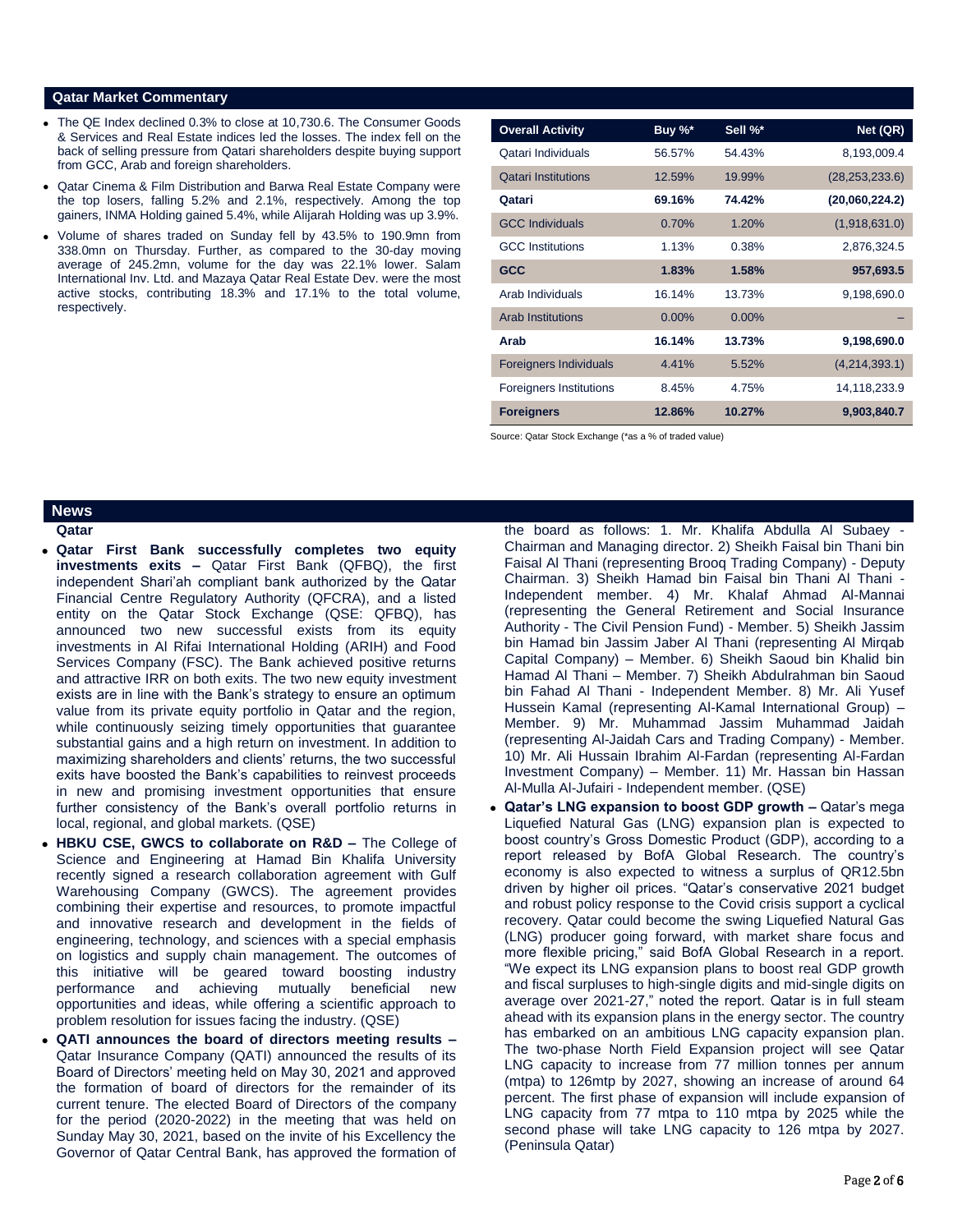## Qatar Market Commentary

- The QE Index declined 0.3% to close at 10,730.6. The Consumer Goods & Services and Real Estate indices led the losses. The index fell on the back of selling pressure from Qatari shareholders despite buying support from GCC, Arab and foreign shareholders.
- Qatar Cinema & Film Distribution and Barwa Real Estate Company were the top losers, falling 5.2% and 2.1%, respectively. Among the top gainers, INMA Holding gained 5.4%, while Alijarah Holding was up 3.9%.
- Volume of shares traded on Sunday fell by 43.5% to 190.9mn from 338.0mn on Thursday. Further, as compared to the 30-day moving average of 245.2mn, volume for the day was 22.1% lower. Salam International Inv. Ltd. and Mazaya Qatar Real Estate Dev. were the most active stocks, contributing 18.3% and 17.1% to the total volume, respectively.

| Overall Activity | Buy %* | Sell %* | Net (QR) |
|---|---|---|---|
| Qatari Individuals | 56.57% | 54.43% | 8,193,009.4 |
| Qatari Institutions | 12.59% | 19.99% | (28,253,233.6) |
| **Qatari** | **69.16%** | **74.42%** | **(20,060,224.2)** |
| GCC Individuals | 0.70% | 1.20% | (1,918,631.0) |
| GCC Institutions | 1.13% | 0.38% | 2,876,324.5 |
| **GCC** | **1.83%** | **1.58%** | **957,693.5** |
| Arab Individuals | 16.14% | 13.73% | 9,198,690.0 |
| Arab Institutions | 0.00% | 0.00% | – |
| **Arab** | **16.14%** | **13.73%** | **9,198,690.0** |
| Foreigners Individuals | 4.41% | 5.52% | (4,214,393.1) |
| Foreigners Institutions | 8.45% | 4.75% | 14,118,233.9 |
| **Foreigners** | **12.86%** | **10.27%** | **9,903,840.7** |

Source: Qatar Stock Exchange (*as a % of traded value)

## News

### Qatar

- **Qatar First Bank successfully completes two equity investments exits –** Qatar First Bank (QFBQ), the first independent Shari'ah compliant bank authorized by the Qatar Financial Centre Regulatory Authority (QFCRA), and a listed entity on the Qatar Stock Exchange (QSE: QFBQ), has announced two new successful exists from its equity investments in Al Rifai International Holding (ARIH) and Food Services Company (FSC). The Bank achieved positive returns and attractive IRR on both exits. The two new equity investment exists are in line with the Bank's strategy to ensure an optimum value from its private equity portfolio in Qatar and the region, while continuously seizing timely opportunities that guarantee substantial gains and a high return on investment. In addition to maximizing shareholders and clients' returns, the two successful exits have boosted the Bank's capabilities to reinvest proceeds in new and promising investment opportunities that ensure further consistency of the Bank's overall portfolio returns in local, regional, and global markets. (QSE)
- **HBKU CSE, GWCS to collaborate on R&D –** The College of Science and Engineering at Hamad Bin Khalifa University recently signed a research collaboration agreement with Gulf Warehousing Company (GWCS). The agreement provides combining their expertise and resources, to promote impactful and innovative research and development in the fields of engineering, technology, and sciences with a special emphasis on logistics and supply chain management. The outcomes of this initiative will be geared toward boosting industry performance and achieving mutually beneficial new opportunities and ideas, while offering a scientific approach to problem resolution for issues facing the industry. (QSE)
- **QATI announces the board of directors meeting results –** Qatar Insurance Company (QATI) announced the results of its Board of Directors' meeting held on May 30, 2021 and approved the formation of board of directors for the remainder of its current tenure. The elected Board of Directors of the company for the period (2020-2022) in the meeting that was held on Sunday May 30, 2021, based on the invite of his Excellency the Governor of Qatar Central Bank, has approved the formation of the board as follows: 1. Mr. Khalifa Abdulla Al Subaey - Chairman and Managing director. 2) Sheikh Faisal bin Thani bin Faisal Al Thani (representing Brooq Trading Company) - Deputy Chairman. 3) Sheikh Hamad bin Faisal bin Thani Al Thani - Independent member. 4) Mr. Khalaf Ahmad Al-Mannai (representing the General Retirement and Social Insurance Authority - The Civil Pension Fund) - Member. 5) Sheikh Jassim bin Hamad bin Jassim Jaber Al Thani (representing Al Mirqab Capital Company) – Member. 6) Sheikh Saoud bin Khalid bin Hamad Al Thani – Member. 7) Sheikh Abdulrahman bin Saoud bin Fahad Al Thani - Independent Member. 8) Mr. Ali Yusef Hussein Kamal (representing Al-Kamal International Group) – Member. 9) Mr. Muhammad Jassim Muhammad Jaidah (representing Al-Jaidah Cars and Trading Company) - Member. 10) Mr. Ali Hussain Ibrahim Al-Fardan (representing Al-Fardan Investment Company) – Member. 11) Mr. Hassan bin Hassan Al-Mulla Al-Jufairi - Independent member. (QSE)
- **Qatar's LNG expansion to boost GDP growth –** Qatar's mega Liquefied Natural Gas (LNG) expansion plan is expected to boost country's Gross Domestic Product (GDP), according to a report released by BofA Global Research. The country's economy is also expected to witness a surplus of QR12.5bn driven by higher oil prices. "Qatar's conservative 2021 budget and robust policy response to the Covid crisis support a cyclical recovery. Qatar could become the swing Liquefied Natural Gas (LNG) producer going forward, with market share focus and more flexible pricing," said BofA Global Research in a report. "We expect its LNG expansion plans to boost real GDP growth and fiscal surpluses to high-single digits and mid-single digits on average over 2021-27," noted the report. Qatar is in full steam ahead with its expansion plans in the energy sector. The country has embarked on an ambitious LNG capacity expansion plan. The two-phase North Field Expansion project will see Qatar LNG capacity to increase from 77 million tonnes per annum (mtpa) to 126mtp by 2027, showing an increase of around 64 percent. The first phase of expansion will include expansion of LNG capacity from 77 mtpa to 110 mtpa by 2025 while the second phase will take LNG capacity to 126 mtpa by 2027. (Peninsula Qatar)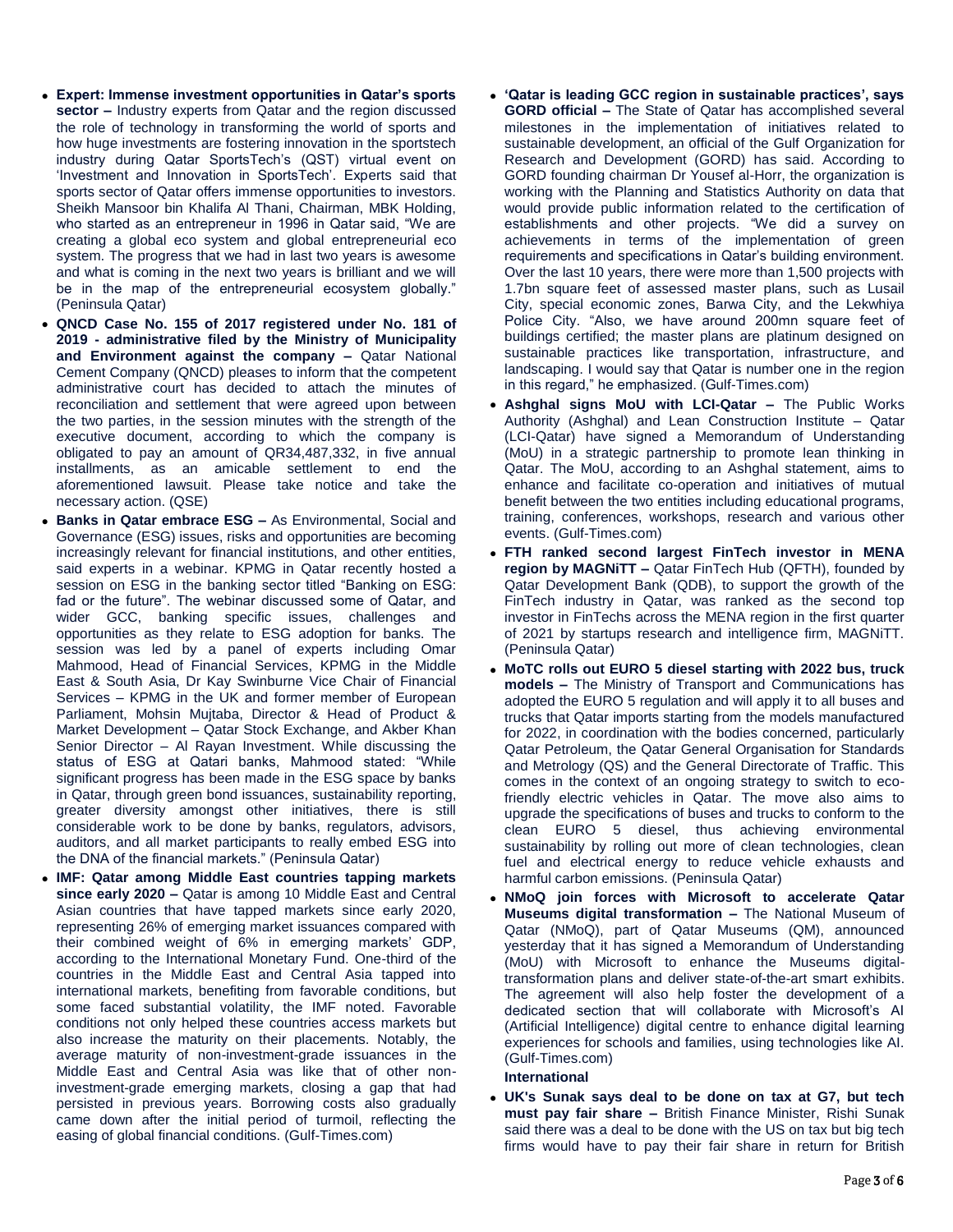- **Expert: Immense investment opportunities in Qatar's sports sector –** Industry experts from Qatar and the region discussed the role of technology in transforming the world of sports and how huge investments are fostering innovation in the sportstech industry during Qatar SportsTech's (QST) virtual event on 'Investment and Innovation in SportsTech'. Experts said that sports sector of Qatar offers immense opportunities to investors. Sheikh Mansoor bin Khalifa Al Thani, Chairman, MBK Holding, who started as an entrepreneur in 1996 in Qatar said, "We are creating a global eco system and global entrepreneurial eco system. The progress that we had in last two years is awesome and what is coming in the next two years is brilliant and we will be in the map of the entrepreneurial ecosystem globally." (Peninsula Qatar)
- **QNCD Case No. 155 of 2017 registered under No. 181 of 2019 - administrative filed by the Ministry of Municipality and Environment against the company –** Qatar National Cement Company (QNCD) pleases to inform that the competent administrative court has decided to attach the minutes of reconciliation and settlement that were agreed upon between the two parties, in the session minutes with the strength of the executive document, according to which the company is obligated to pay an amount of QR34,487,332, in five annual installments, as an amicable settlement to end the aforementioned lawsuit. Please take notice and take the necessary action. (QSE)
- **Banks in Qatar embrace ESG –** As Environmental, Social and Governance (ESG) issues, risks and opportunities are becoming increasingly relevant for financial institutions, and other entities, said experts in a webinar. KPMG in Qatar recently hosted a session on ESG in the banking sector titled "Banking on ESG: fad or the future". The webinar discussed some of Qatar, and wider GCC, banking specific issues, challenges and opportunities as they relate to ESG adoption for banks. The session was led by a panel of experts including Omar Mahmood, Head of Financial Services, KPMG in the Middle East & South Asia, Dr Kay Swinburne Vice Chair of Financial Services – KPMG in the UK and former member of European Parliament, Mohsin Mujtaba, Director & Head of Product & Market Development – Qatar Stock Exchange, and Akber Khan Senior Director – Al Rayan Investment. While discussing the status of ESG at Qatari banks, Mahmood stated: "While significant progress has been made in the ESG space by banks in Qatar, through green bond issuances, sustainability reporting, greater diversity amongst other initiatives, there is still considerable work to be done by banks, regulators, advisors, auditors, and all market participants to really embed ESG into the DNA of the financial markets." (Peninsula Qatar)
- **IMF: Qatar among Middle East countries tapping markets since early 2020 –** Qatar is among 10 Middle East and Central Asian countries that have tapped markets since early 2020, representing 26% of emerging market issuances compared with their combined weight of 6% in emerging markets' GDP, according to the International Monetary Fund. One-third of the countries in the Middle East and Central Asia tapped into international markets, benefiting from favorable conditions, but some faced substantial volatility, the IMF noted. Favorable conditions not only helped these countries access markets but also increase the maturity on their placements. Notably, the average maturity of non-investment-grade issuances in the Middle East and Central Asia was like that of other non-investment-grade emerging markets, closing a gap that had persisted in previous years. Borrowing costs also gradually came down after the initial period of turmoil, reflecting the easing of global financial conditions. (Gulf-Times.com)
- **'Qatar is leading GCC region in sustainable practices', says GORD official –** The State of Qatar has accomplished several milestones in the implementation of initiatives related to sustainable development, an official of the Gulf Organization for Research and Development (GORD) has said. According to GORD founding chairman Dr Yousef al-Horr, the organization is working with the Planning and Statistics Authority on data that would provide public information related to the certification of establishments and other projects. "We did a survey on achievements in terms of the implementation of green requirements and specifications in Qatar's building environment. Over the last 10 years, there were more than 1,500 projects with 1.7bn square feet of assessed master plans, such as Lusail City, special economic zones, Barwa City, and the Lekwhiya Police City. "Also, we have around 200mn square feet of buildings certified; the master plans are platinum designed on sustainable practices like transportation, infrastructure, and landscaping. I would say that Qatar is number one in the region in this regard," he emphasized. (Gulf-Times.com)
- **Ashghal signs MoU with LCI-Qatar –** The Public Works Authority (Ashghal) and Lean Construction Institute – Qatar (LCI-Qatar) have signed a Memorandum of Understanding (MoU) in a strategic partnership to promote lean thinking in Qatar. The MoU, according to an Ashghal statement, aims to enhance and facilitate co-operation and initiatives of mutual benefit between the two entities including educational programs, training, conferences, workshops, research and various other events. (Gulf-Times.com)
- **FTH ranked second largest FinTech investor in MENA region by MAGNiTT –** Qatar FinTech Hub (QFTH), founded by Qatar Development Bank (QDB), to support the growth of the FinTech industry in Qatar, was ranked as the second top investor in FinTechs across the MENA region in the first quarter of 2021 by startups research and intelligence firm, MAGNiTT. (Peninsula Qatar)
- **MoTC rolls out EURO 5 diesel starting with 2022 bus, truck models –** The Ministry of Transport and Communications has adopted the EURO 5 regulation and will apply it to all buses and trucks that Qatar imports starting from the models manufactured for 2022, in coordination with the bodies concerned, particularly Qatar Petroleum, the Qatar General Organisation for Standards and Metrology (QS) and the General Directorate of Traffic. This comes in the context of an ongoing strategy to switch to eco-friendly electric vehicles in Qatar. The move also aims to upgrade the specifications of buses and trucks to conform to the clean EURO 5 diesel, thus achieving environmental sustainability by rolling out more of clean technologies, clean fuel and electrical energy to reduce vehicle exhausts and harmful carbon emissions. (Peninsula Qatar)
- **NMoQ join forces with Microsoft to accelerate Qatar Museums digital transformation –** The National Museum of Qatar (NMoQ), part of Qatar Museums (QM), announced yesterday that it has signed a Memorandum of Understanding (MoU) with Microsoft to enhance the Museums digital-transformation plans and deliver state-of-the-art smart exhibits. The agreement will also help foster the development of a dedicated section that will collaborate with Microsoft's AI (Artificial Intelligence) digital centre to enhance digital learning experiences for schools and families, using technologies like AI. (Gulf-Times.com)

**International**

- **UK's Sunak says deal to be done on tax at G7, but tech must pay fair share –** British Finance Minister, Rishi Sunak said there was a deal to be done with the US on tax but big tech firms would have to pay their fair share in return for British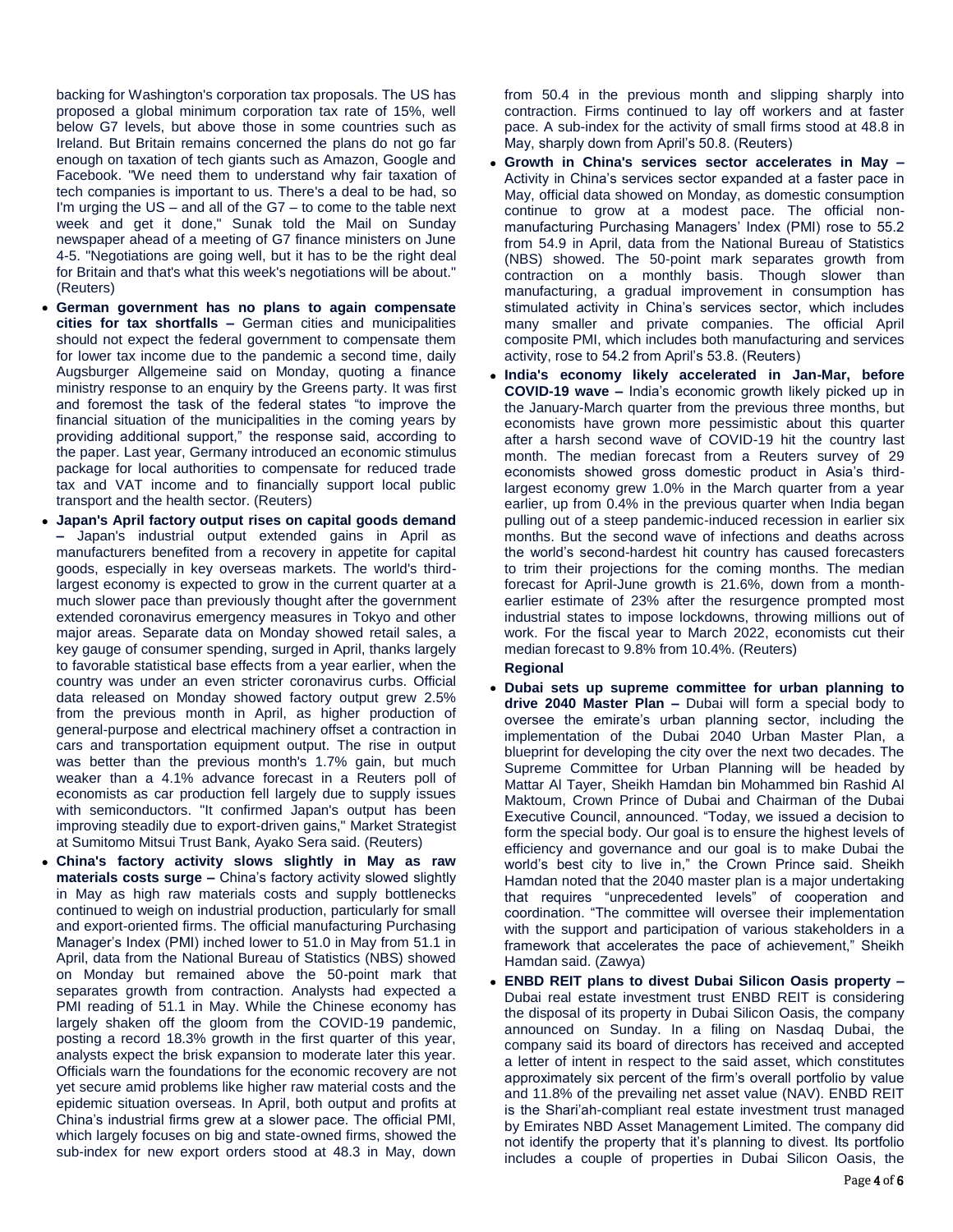backing for Washington's corporation tax proposals. The US has proposed a global minimum corporation tax rate of 15%, well below G7 levels, but above those in some countries such as Ireland. But Britain remains concerned the plans do not go far enough on taxation of tech giants such as Amazon, Google and Facebook. "We need them to understand why fair taxation of tech companies is important to us. There's a deal to be had, so I'm urging the US – and all of the G7 – to come to the table next week and get it done," Sunak told the Mail on Sunday newspaper ahead of a meeting of G7 finance ministers on June 4-5. "Negotiations are going well, but it has to be the right deal for Britain and that's what this week's negotiations will be about." (Reuters)

- **German government has no plans to again compensate cities for tax shortfalls –** German cities and municipalities should not expect the federal government to compensate them for lower tax income due to the pandemic a second time, daily Augsburger Allgemeine said on Monday, quoting a finance ministry response to an enquiry by the Greens party. It was first and foremost the task of the federal states "to improve the financial situation of the municipalities in the coming years by providing additional support," the response said, according to the paper. Last year, Germany introduced an economic stimulus package for local authorities to compensate for reduced trade tax and VAT income and to financially support local public transport and the health sector. (Reuters)
- **Japan's April factory output rises on capital goods demand –** Japan's industrial output extended gains in April as manufacturers benefited from a recovery in appetite for capital goods, especially in key overseas markets. The world's third-largest economy is expected to grow in the current quarter at a much slower pace than previously thought after the government extended coronavirus emergency measures in Tokyo and other major areas. Separate data on Monday showed retail sales, a key gauge of consumer spending, surged in April, thanks largely to favorable statistical base effects from a year earlier, when the country was under an even stricter coronavirus curbs. Official data released on Monday showed factory output grew 2.5% from the previous month in April, as higher production of general-purpose and electrical machinery offset a contraction in cars and transportation equipment output. The rise in output was better than the previous month's 1.7% gain, but much weaker than a 4.1% advance forecast in a Reuters poll of economists as car production fell largely due to supply issues with semiconductors. "It confirmed Japan's output has been improving steadily due to export-driven gains," Market Strategist at Sumitomo Mitsui Trust Bank, Ayako Sera said. (Reuters)
- **China's factory activity slows slightly in May as raw materials costs surge –** China's factory activity slowed slightly in May as high raw materials costs and supply bottlenecks continued to weigh on industrial production, particularly for small and export-oriented firms. The official manufacturing Purchasing Manager's Index (PMI) inched lower to 51.0 in May from 51.1 in April, data from the National Bureau of Statistics (NBS) showed on Monday but remained above the 50-point mark that separates growth from contraction. Analysts had expected a PMI reading of 51.1 in May. While the Chinese economy has largely shaken off the gloom from the COVID-19 pandemic, posting a record 18.3% growth in the first quarter of this year, analysts expect the brisk expansion to moderate later this year. Officials warn the foundations for the economic recovery are not yet secure amid problems like higher raw material costs and the epidemic situation overseas. In April, both output and profits at China's industrial firms grew at a slower pace. The official PMI, which largely focuses on big and state-owned firms, showed the sub-index for new export orders stood at 48.3 in May, down from 50.4 in the previous month and slipping sharply into contraction. Firms continued to lay off workers and at faster pace. A sub-index for the activity of small firms stood at 48.8 in May, sharply down from April's 50.8. (Reuters)
- **Growth in China's services sector accelerates in May –** Activity in China's services sector expanded at a faster pace in May, official data showed on Monday, as domestic consumption continue to grow at a modest pace. The official non-manufacturing Purchasing Managers' Index (PMI) rose to 55.2 from 54.9 in April, data from the National Bureau of Statistics (NBS) showed. The 50-point mark separates growth from contraction on a monthly basis. Though slower than manufacturing, a gradual improvement in consumption has stimulated activity in China's services sector, which includes many smaller and private companies. The official April composite PMI, which includes both manufacturing and services activity, rose to 54.2 from April's 53.8. (Reuters)
- **India's economy likely accelerated in Jan-Mar, before COVID-19 wave –** India's economic growth likely picked up in the January-March quarter from the previous three months, but economists have grown more pessimistic about this quarter after a harsh second wave of COVID-19 hit the country last month. The median forecast from a Reuters survey of 29 economists showed gross domestic product in Asia's third-largest economy grew 1.0% in the March quarter from a year earlier, up from 0.4% in the previous quarter when India began pulling out of a steep pandemic-induced recession in earlier six months. But the second wave of infections and deaths across the world's second-hardest hit country has caused forecasters to trim their projections for the coming months. The median forecast for April-June growth is 21.6%, down from a month-earlier estimate of 23% after the resurgence prompted most industrial states to impose lockdowns, throwing millions out of work. For the fiscal year to March 2022, economists cut their median forecast to 9.8% from 10.4%. (Reuters)

**Regional**

- **Dubai sets up supreme committee for urban planning to drive 2040 Master Plan –** Dubai will form a special body to oversee the emirate's urban planning sector, including the implementation of the Dubai 2040 Urban Master Plan, a blueprint for developing the city over the next two decades. The Supreme Committee for Urban Planning will be headed by Mattar Al Tayer, Sheikh Hamdan bin Mohammed bin Rashid Al Maktoum, Crown Prince of Dubai and Chairman of the Dubai Executive Council, announced. "Today, we issued a decision to form the special body. Our goal is to ensure the highest levels of efficiency and governance and our goal is to make Dubai the world's best city to live in," the Crown Prince said. Sheikh Hamdan noted that the 2040 master plan is a major undertaking that requires "unprecedented levels" of cooperation and coordination. "The committee will oversee their implementation with the support and participation of various stakeholders in a framework that accelerates the pace of achievement," Sheikh Hamdan said. (Zawya)
- **ENBD REIT plans to divest Dubai Silicon Oasis property –** Dubai real estate investment trust ENBD REIT is considering the disposal of its property in Dubai Silicon Oasis, the company announced on Sunday. In a filing on Nasdaq Dubai, the company said its board of directors has received and accepted a letter of intent in respect to the said asset, which constitutes approximately six percent of the firm's overall portfolio by value and 11.8% of the prevailing net asset value (NAV). ENBD REIT is the Shari'ah-compliant real estate investment trust managed by Emirates NBD Asset Management Limited. The company did not identify the property that it's planning to divest. Its portfolio includes a couple of properties in Dubai Silicon Oasis, the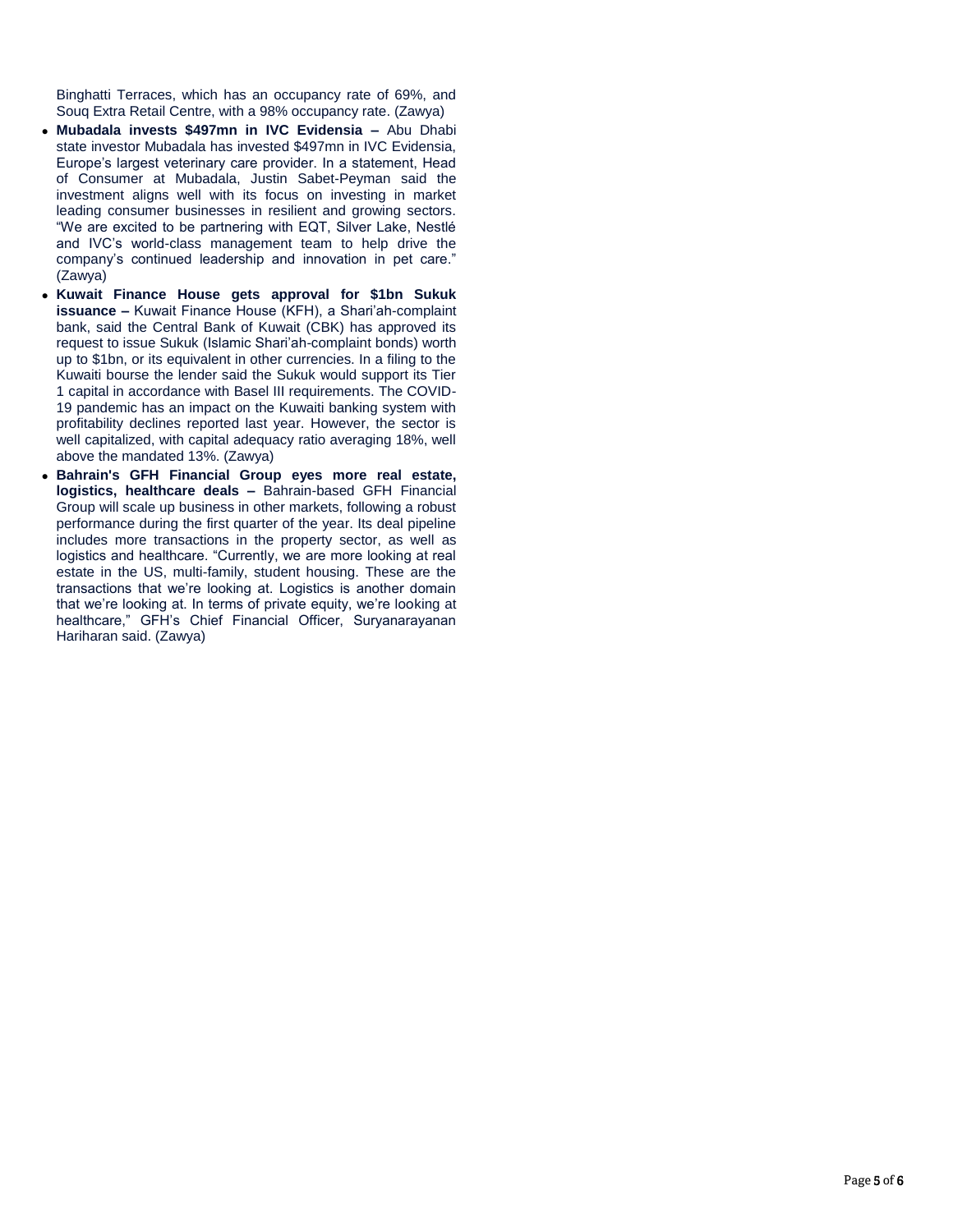Binghatti Terraces, which has an occupancy rate of 69%, and Souq Extra Retail Centre, with a 98% occupancy rate. (Zawya)

- **Mubadala invests $497mn in IVC Evidensia –** Abu Dhabi state investor Mubadala has invested $497mn in IVC Evidensia, Europe's largest veterinary care provider. In a statement, Head of Consumer at Mubadala, Justin Sabet-Peyman said the investment aligns well with its focus on investing in market leading consumer businesses in resilient and growing sectors. "We are excited to be partnering with EQT, Silver Lake, Nestlé and IVC's world-class management team to help drive the company's continued leadership and innovation in pet care." (Zawya)
- **Kuwait Finance House gets approval for $1bn Sukuk issuance –** Kuwait Finance House (KFH), a Shari'ah-complaint bank, said the Central Bank of Kuwait (CBK) has approved its request to issue Sukuk (Islamic Shari'ah-complaint bonds) worth up to $1bn, or its equivalent in other currencies. In a filing to the Kuwaiti bourse the lender said the Sukuk would support its Tier 1 capital in accordance with Basel III requirements. The COVID-19 pandemic has an impact on the Kuwaiti banking system with profitability declines reported last year. However, the sector is well capitalized, with capital adequacy ratio averaging 18%, well above the mandated 13%. (Zawya)
- **Bahrain's GFH Financial Group eyes more real estate, logistics, healthcare deals –** Bahrain-based GFH Financial Group will scale up business in other markets, following a robust performance during the first quarter of the year. Its deal pipeline includes more transactions in the property sector, as well as logistics and healthcare. "Currently, we are more looking at real estate in the US, multi-family, student housing. These are the transactions that we're looking at. Logistics is another domain that we're looking at. In terms of private equity, we're looking at healthcare," GFH's Chief Financial Officer, Suryanarayanan Hariharan said. (Zawya)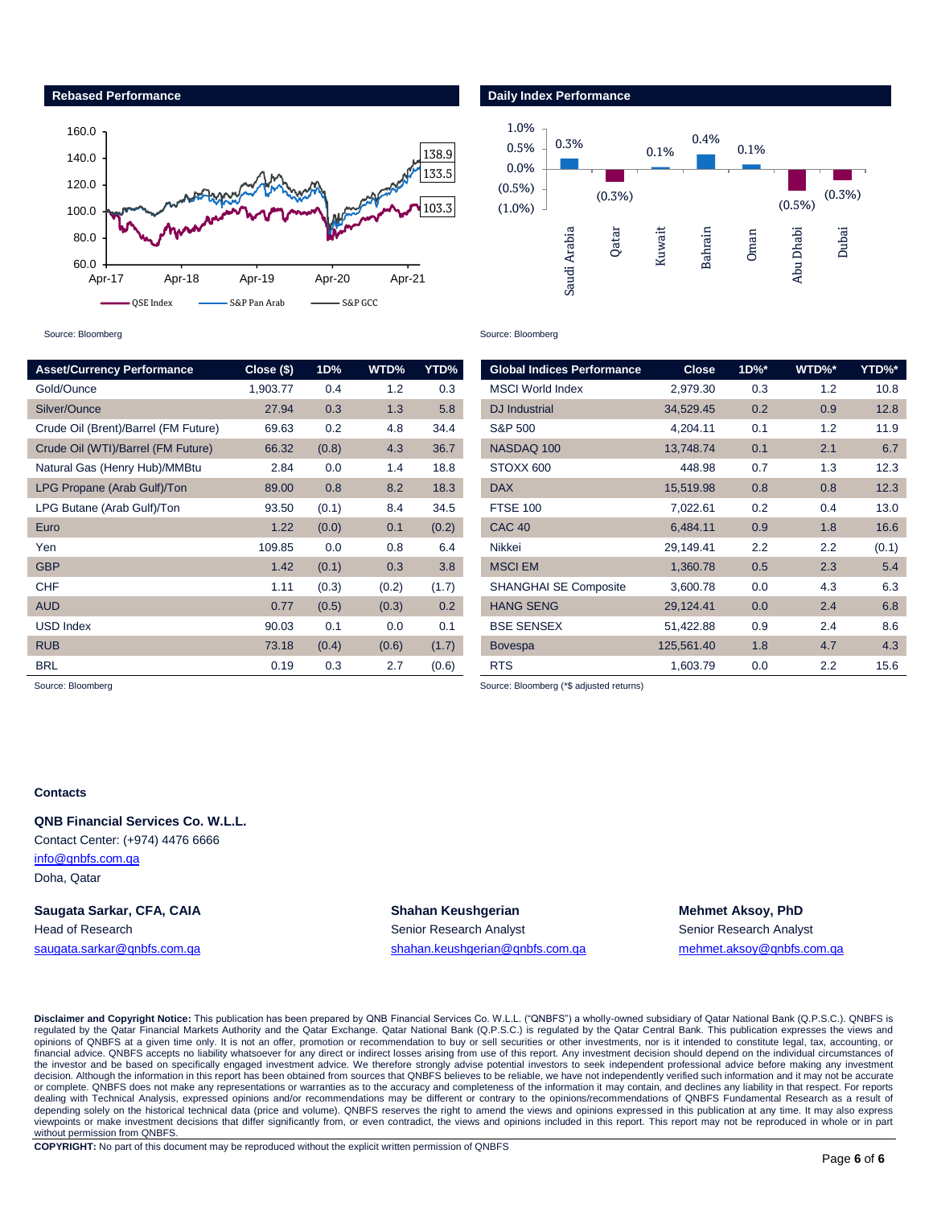**Rebased Performance**

160.0
140.0
120.0
100.0
80.0
60.0
Apr-17
Apr-18
Apr-19
Apr-20
Apr-21
138.9
133.5
103.3
QSE Index
S&P Pan Arab
S&P GCC

Source: Bloomberg

**Daily Index Performance**

1.0%
0.5%
0.0%
(0.5%)
(1.0%)
0.3%
(0.3%)
0.1%
0.4%
0.1%
(0.5%)
(0.3%)
Saudi Arabia
Qatar
Kuwait
Bahrain
Oman
Abu Dhabi
Dubai

Source: Bloomberg

| Asset/Currency Performance | Close ($) | 1D% | WTD% | YTD% |
|---|---|---|---|---|
| Gold/Ounce | 1,903.77 | 0.4 | 1.2 | 0.3 |
| Silver/Ounce | 27.94 | 0.3 | 1.3 | 5.8 |
| Crude Oil (Brent)/Barrel (FM Future) | 69.63 | 0.2 | 4.8 | 34.4 |
| Crude Oil (WTI)/Barrel (FM Future) | 66.32 | (0.8) | 4.3 | 36.7 |
| Natural Gas (Henry Hub)/MMBtu | 2.84 | 0.0 | 1.4 | 18.8 |
| LPG Propane (Arab Gulf)/Ton | 89.00 | 0.8 | 8.2 | 18.3 |
| LPG Butane (Arab Gulf)/Ton | 93.50 | (0.1) | 8.4 | 34.5 |
| Euro | 1.22 | (0.0) | 0.1 | (0.2) |
| Yen | 109.85 | 0.0 | 0.8 | 6.4 |
| GBP | 1.42 | (0.1) | 0.3 | 3.8 |
| CHF | 1.11 | (0.3) | (0.2) | (1.7) |
| AUD | 0.77 | (0.5) | (0.3) | 0.2 |
| USD Index | 90.03 | 0.1 | 0.0 | 0.1 |
| RUB | 73.18 | (0.4) | (0.6) | (1.7) |
| BRL | 0.19 | 0.3 | 2.7 | (0.6) |

Source: Bloomberg

| Global Indices Performance | Close | 1D%* | WTD%* | YTD%* |
|---|---|---|---|---|
| MSCI World Index | 2,979.30 | 0.3 | 1.2 | 10.8 |
| DJ Industrial | 34,529.45 | 0.2 | 0.9 | 12.8 |
| S&P 500 | 4,204.11 | 0.1 | 1.2 | 11.9 |
| NASDAQ 100 | 13,748.74 | 0.1 | 2.1 | 6.7 |
| STOXX 600 | 448.98 | 0.7 | 1.3 | 12.3 |
| DAX | 15,519.98 | 0.8 | 0.8 | 12.3 |
| FTSE 100 | 7,022.61 | 0.2 | 0.4 | 13.0 |
| CAC 40 | 6,484.11 | 0.9 | 1.8 | 16.6 |
| Nikkei | 29,149.41 | 2.2 | 2.2 | (0.1) |
| MSCI EM | 1,360.78 | 0.5 | 2.3 | 5.4 |
| SHANGHAI SE Composite | 3,600.78 | 0.0 | 4.3 | 6.3 |
| HANG SENG | 29,124.41 | 0.0 | 2.4 | 6.8 |
| BSE SENSEX | 51,422.88 | 0.9 | 2.4 | 8.6 |
| Bovespa | 125,561.40 | 1.8 | 4.7 | 4.3 |
| RTS | 1,603.79 | 0.0 | 2.2 | 15.6 |

Source: Bloomberg (*$ adjusted returns)

**Contacts**

**QNB Financial Services Co. W.L.L.**
Contact Center: (+974) 4476 6666
info@qnbfs.com.qa
Doha, Qatar

**Saugata Sarkar, CFA, CAIA**
Head of Research
saugata.sarkar@qnbfs.com.qa

**Shahan Keushgerian**
Senior Research Analyst
shahan.keushgerian@qnbfs.com.qa

**Mehmet Aksoy, PhD**
Senior Research Analyst
mehmet.aksoy@qnbfs.com.qa

**Disclaimer and Copyright Notice:** This publication has been prepared by QNB Financial Services Co. W.L.L. ("QNBFS") a wholly-owned subsidiary of Qatar National Bank (Q.P.S.C.). QNBFS is regulated by the Qatar Financial Markets Authority and the Qatar Exchange. Qatar National Bank (Q.P.S.C.) is regulated by the Qatar Central Bank. This publication expresses the views and opinions of QNBFS at a given time only. It is not an offer, promotion or recommendation to buy or sell securities or other investments, nor is it intended to constitute legal, tax, accounting, or financial advice. QNBFS accepts no liability whatsoever for any direct or indirect losses arising from use of this report. Any investment decision should depend on the individual circumstances of the investor and be based on specifically engaged investment advice. We therefore strongly advise potential investors to seek independent professional advice before making any investment decision. Although the information in this report has been obtained from sources that QNBFS believes to be reliable, we have not independently verified such information and it may not be accurate or complete. QNBFS does not make any representations or warranties as to the accuracy and completeness of the information it may contain, and declines any liability in that respect. For reports dealing with Technical Analysis, expressed opinions and/or recommendations may be different or contrary to the opinions/recommendations of QNBFS Fundamental Research as a result of depending solely on the historical technical data (price and volume). QNBFS reserves the right to amend the views and opinions expressed in this publication at any time. It may also express viewpoints or make investment decisions that differ significantly from, or even contradict, the views and opinions included in this report. This report may not be reproduced in whole or in part without permission from QNBFS.

**COPYRIGHT:** No part of this document may be reproduced without the explicit written permission of QNBFS